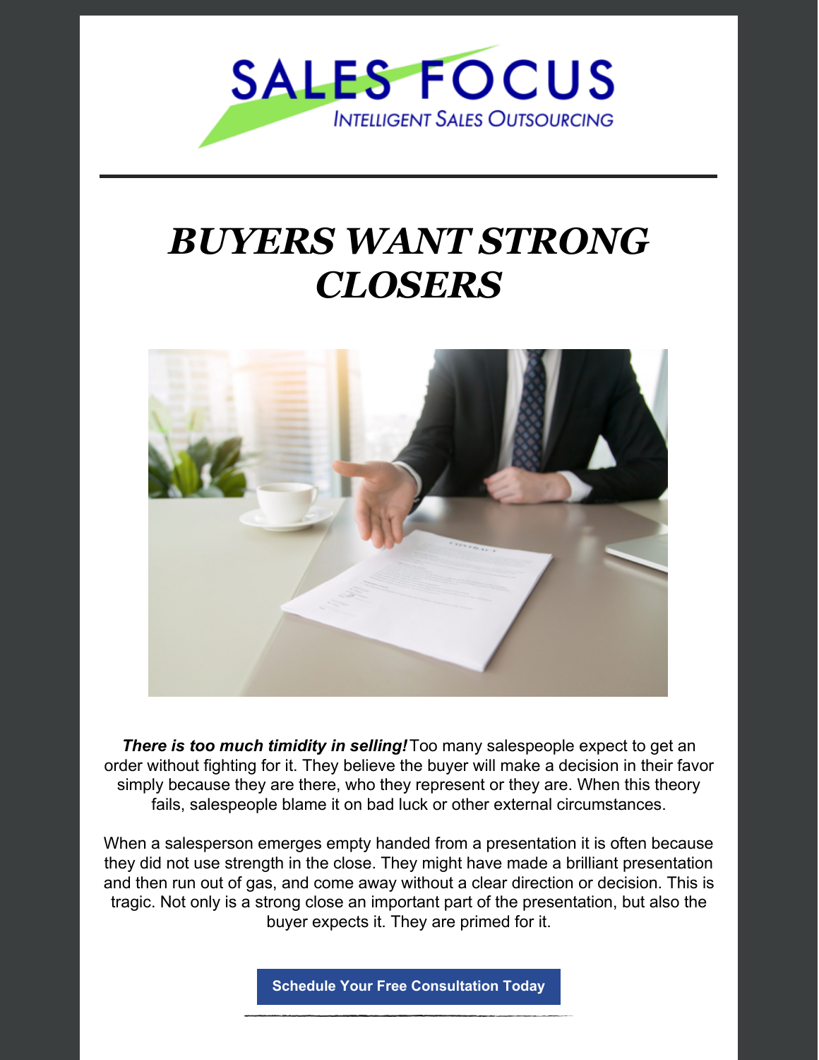SALES FOCUS

INTELLIGENT SALES OUTSOURCING

# *BUYERS WANT STRONG CLOSERS*

***There is too much timidity in selling!*** Too many salespeople expect to get an order without fighting for it. They believe the buyer will make a decision in their favor simply because they are there, who they represent or they are. When this theory fails, salespeople blame it on bad luck or other external circumstances.

When a salesperson emerges empty handed from a presentation it is often because they did not use strength in the close. They might have made a brilliant presentation and then run out of gas, and come away without a clear direction or decision. This is tragic. Not only is a strong close an important part of the presentation, but also the buyer expects it. They are primed for it.

**Schedule Your Free Consultation Today**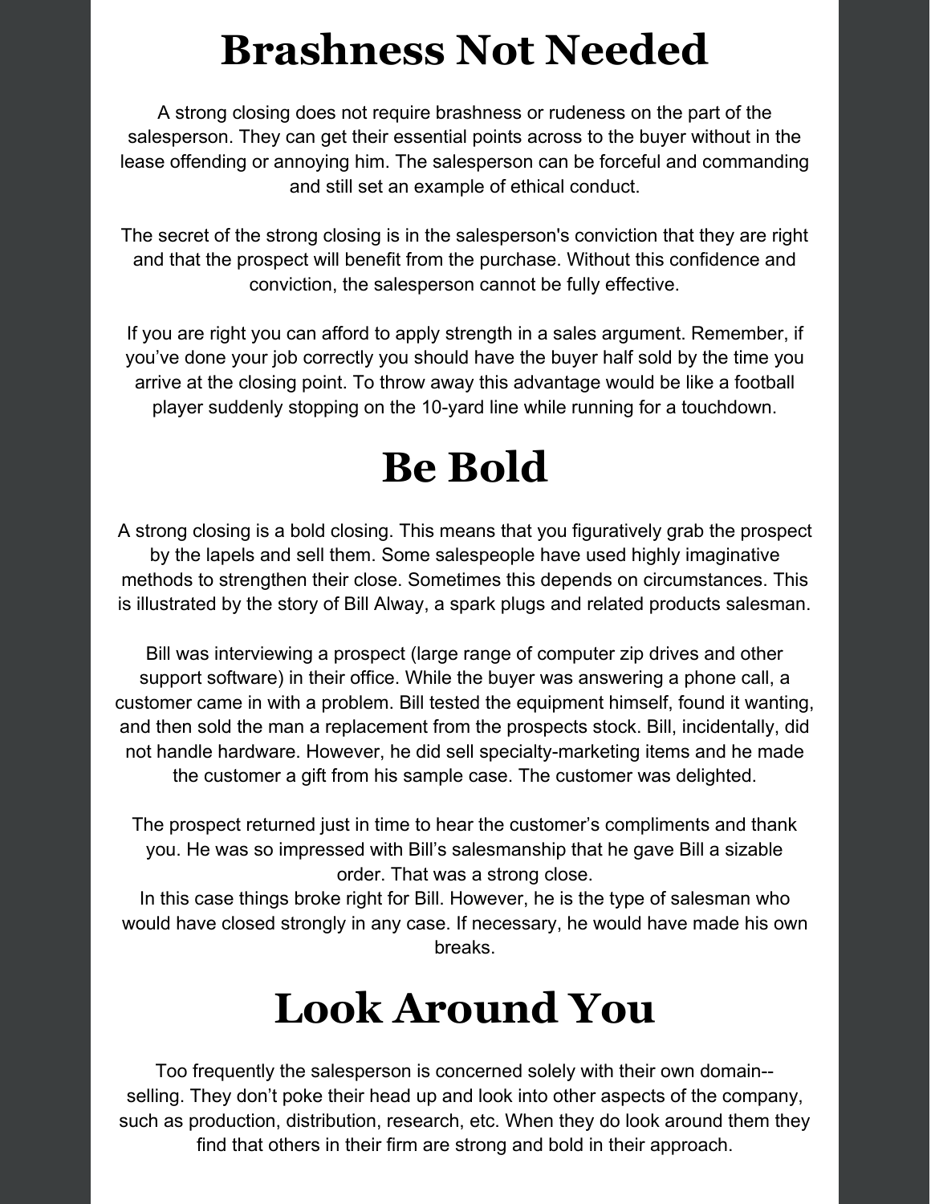# Brashness Not Needed

A strong closing does not require brashness or rudeness on the part of the salesperson. They can get their essential points across to the buyer without in the lease offending or annoying him. The salesperson can be forceful and commanding and still set an example of ethical conduct.

The secret of the strong closing is in the salesperson's conviction that they are right and that the prospect will benefit from the purchase. Without this confidence and conviction, the salesperson cannot be fully effective.

If you are right you can afford to apply strength in a sales argument. Remember, if you've done your job correctly you should have the buyer half sold by the time you arrive at the closing point. To throw away this advantage would be like a football player suddenly stopping on the 10-yard line while running for a touchdown.

# Be Bold

A strong closing is a bold closing. This means that you figuratively grab the prospect by the lapels and sell them. Some salespeople have used highly imaginative methods to strengthen their close. Sometimes this depends on circumstances. This is illustrated by the story of Bill Alway, a spark plugs and related products salesman.

Bill was interviewing a prospect (large range of computer zip drives and other support software) in their office. While the buyer was answering a phone call, a customer came in with a problem. Bill tested the equipment himself, found it wanting, and then sold the man a replacement from the prospects stock. Bill, incidentally, did not handle hardware. However, he did sell specialty-marketing items and he made the customer a gift from his sample case. The customer was delighted.

The prospect returned just in time to hear the customer's compliments and thank you. He was so impressed with Bill's salesmanship that he gave Bill a sizable order. That was a strong close.
In this case things broke right for Bill. However, he is the type of salesman who would have closed strongly in any case. If necessary, he would have made his own breaks.

# Look Around You

Too frequently the salesperson is concerned solely with their own domain--selling. They don't poke their head up and look into other aspects of the company, such as production, distribution, research, etc. When they do look around them they find that others in their firm are strong and bold in their approach.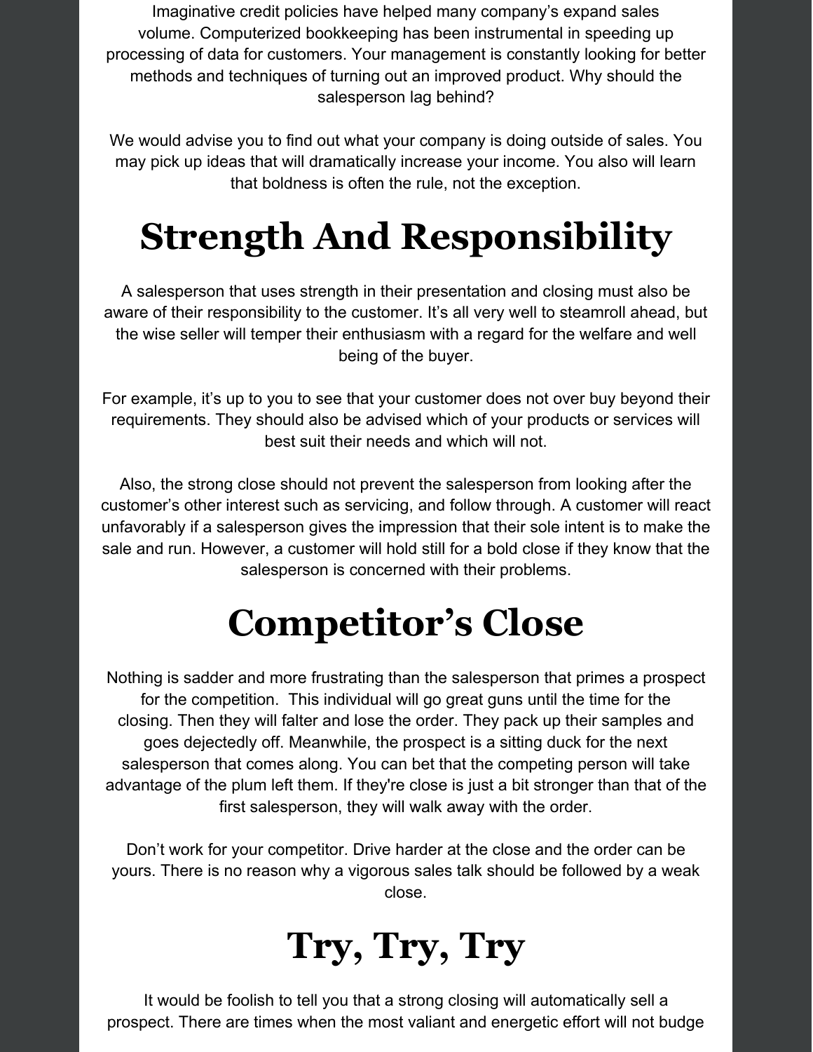Imaginative credit policies have helped many company's expand sales volume. Computerized bookkeeping has been instrumental in speeding up processing of data for customers. Your management is constantly looking for better methods and techniques of turning out an improved product. Why should the salesperson lag behind?

We would advise you to find out what your company is doing outside of sales. You may pick up ideas that will dramatically increase your income. You also will learn that boldness is often the rule, not the exception.

# Strength And Responsibility

A salesperson that uses strength in their presentation and closing must also be aware of their responsibility to the customer. It's all very well to steamroll ahead, but the wise seller will temper their enthusiasm with a regard for the welfare and well being of the buyer.

For example, it's up to you to see that your customer does not over buy beyond their requirements. They should also be advised which of your products or services will best suit their needs and which will not.

Also, the strong close should not prevent the salesperson from looking after the customer's other interest such as servicing, and follow through. A customer will react unfavorably if a salesperson gives the impression that their sole intent is to make the sale and run. However, a customer will hold still for a bold close if they know that the salesperson is concerned with their problems.

# Competitor's Close

Nothing is sadder and more frustrating than the salesperson that primes a prospect for the competition. This individual will go great guns until the time for the closing. Then they will falter and lose the order. They pack up their samples and goes dejectedly off. Meanwhile, the prospect is a sitting duck for the next salesperson that comes along. You can bet that the competing person will take advantage of the plum left them. If they're close is just a bit stronger than that of the first salesperson, they will walk away with the order.

Don't work for your competitor. Drive harder at the close and the order can be yours. There is no reason why a vigorous sales talk should be followed by a weak close.

# Try, Try, Try

It would be foolish to tell you that a strong closing will automatically sell a prospect. There are times when the most valiant and energetic effort will not budge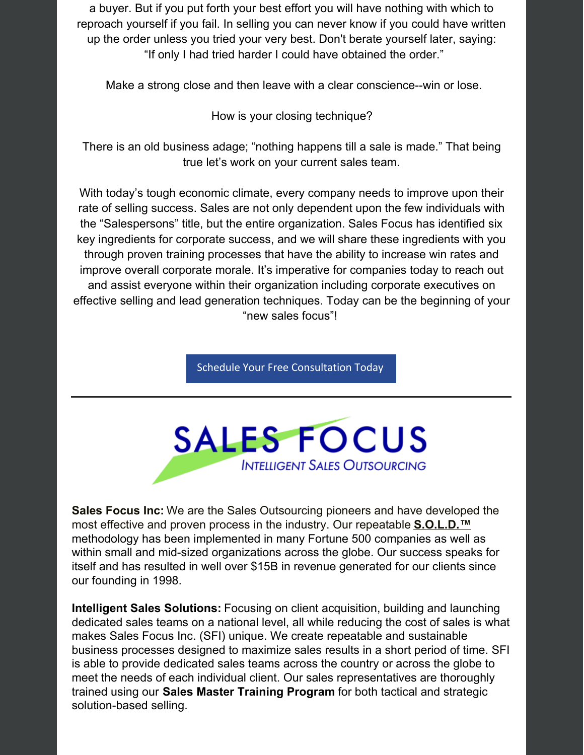a buyer. But if you put forth your best effort you will have nothing with which to reproach yourself if you fail. In selling you can never know if you could have written up the order unless you tried your very best. Don't berate yourself later, saying: “If only I had tried harder I could have obtained the order.”

Make a strong close and then leave with a clear conscience--win or lose.

How is your closing technique?

There is an old business adage; “nothing happens till a sale is made.” That being true let’s work on your current sales team.

With today’s tough economic climate, every company needs to improve upon their rate of selling success. Sales are not only dependent upon the few individuals with the “Salespersons” title, but the entire organization. Sales Focus has identified six key ingredients for corporate success, and we will share these ingredients with you through proven training processes that have the ability to increase win rates and improve overall corporate morale. It’s imperative for companies today to reach out and assist everyone within their organization including corporate executives on effective selling and lead generation techniques. Today can be the beginning of your “new sales focus”!

Schedule Your Free Consultation Today

---

SALES FOCUS

INTELLIGENT SALES OUTSOURCING

**Sales Focus Inc:** We are the Sales Outsourcing pioneers and have developed the most effective and proven process in the industry. Our repeatable **S.O.L.D.™** methodology has been implemented in many Fortune 500 companies as well as within small and mid-sized organizations across the globe. Our success speaks for itself and has resulted in well over $15B in revenue generated for our clients since our founding in 1998.

**Intelligent Sales Solutions:** Focusing on client acquisition, building and launching dedicated sales teams on a national level, all while reducing the cost of sales is what makes Sales Focus Inc. (SFI) unique. We create repeatable and sustainable business processes designed to maximize sales results in a short period of time. SFI is able to provide dedicated sales teams across the country or across the globe to meet the needs of each individual client. Our sales representatives are thoroughly trained using our **Sales Master Training Program** for both tactical and strategic solution-based selling.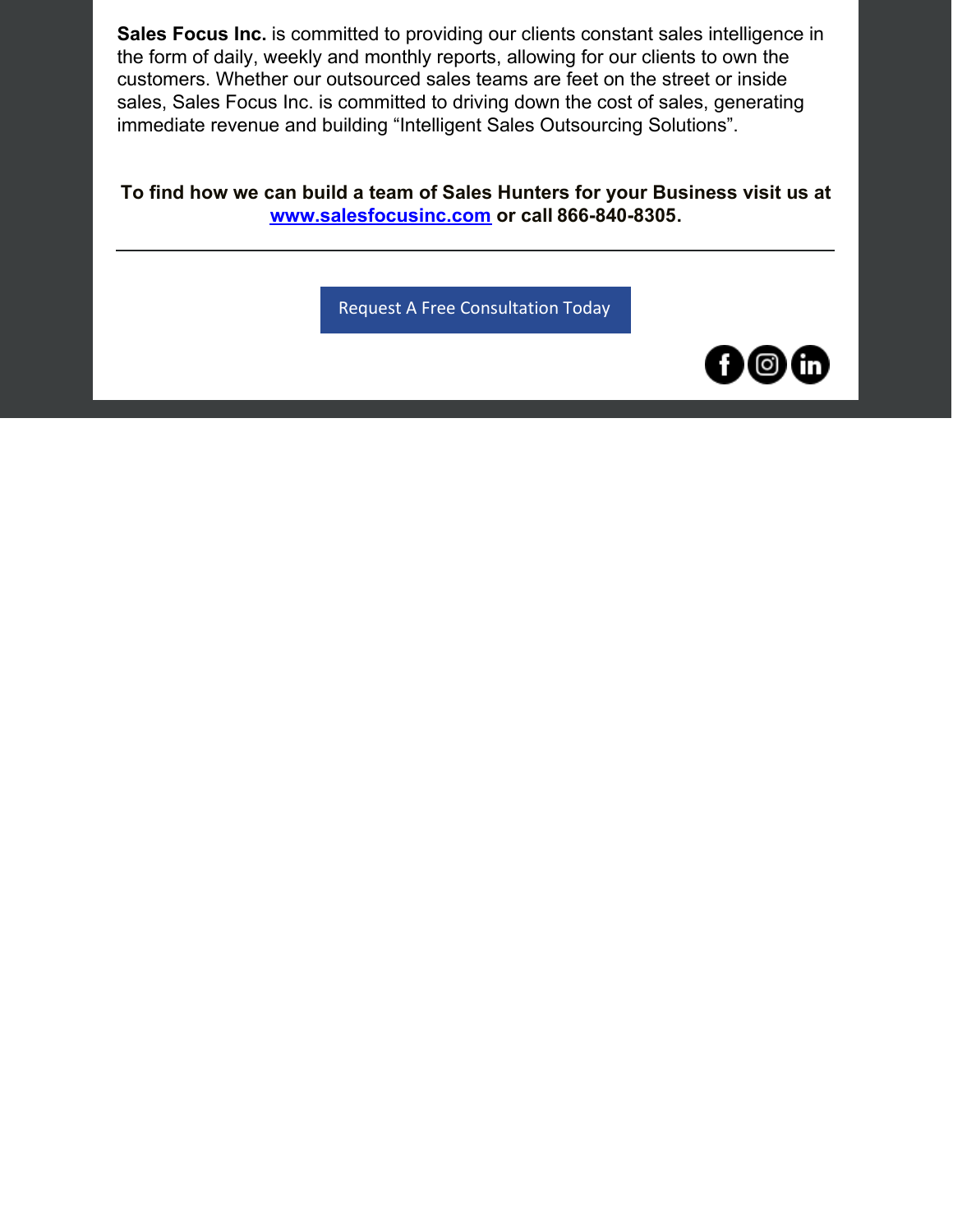**Sales Focus Inc.** is committed to providing our clients constant sales intelligence in the form of daily, weekly and monthly reports, allowing for our clients to own the customers. Whether our outsourced sales teams are feet on the street or inside sales, Sales Focus Inc. is committed to driving down the cost of sales, generating immediate revenue and building "Intelligent Sales Outsourcing Solutions".

**To find how we can build a team of Sales Hunters for your Business visit us at [www.salesfocusinc.com](http://www.salesfocusinc.com) or call 866-840-8305.**

---

Request A Free Consultation Today